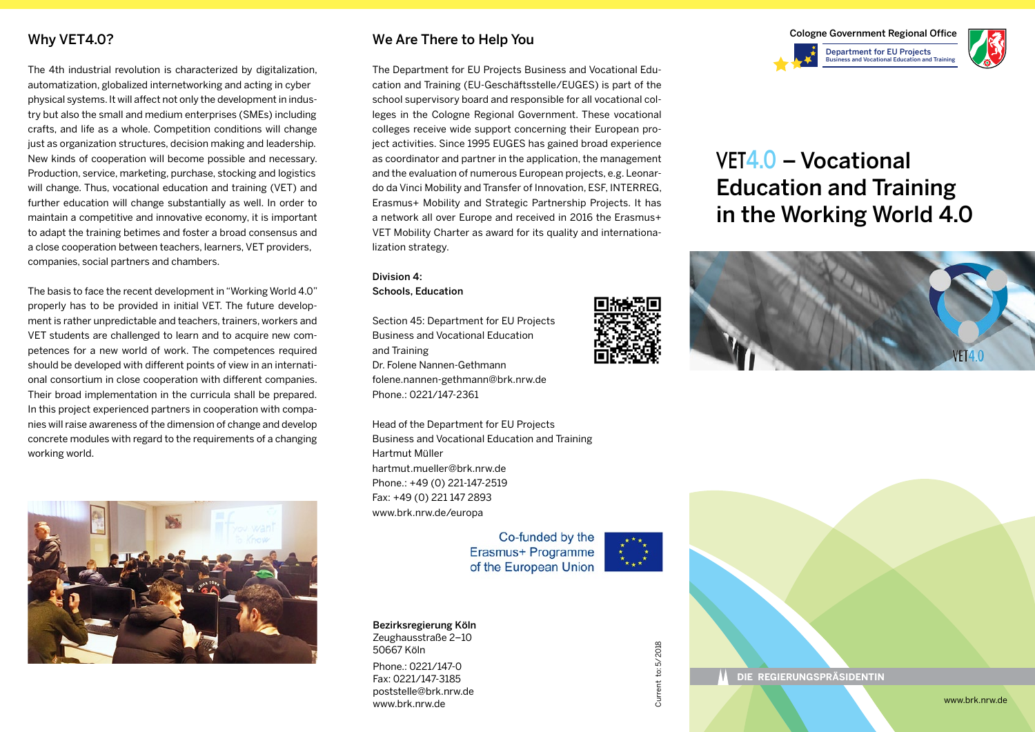## Why VET4.0?

The 4th industrial revolution is characterized by digitalization, automatization, globalized internetworking and acting in cyber physical systems. It will affect not only the development in industry but also the small and medium enterprises (SMEs) including crafts, and life as a whole. Competition conditions will change just as organization structures, decision making and leadership. New kinds of cooperation will become possible and necessary. Production, service, marketing, purchase, stocking and logistics will change. Thus, vocational education and training (VET) and further education will change substantially as well. In order to maintain a competitive and innovative economy, it is important to adapt the training betimes and foster a broad consensus and a close cooperation between teachers, learners, VET providers, companies, social partners and chambers.

The basis to face the recent development in "Working World 4.0" properly has to be provided in initial VET. The future development is rather unpredictable and teachers, trainers, workers and VET students are challenged to learn and to acquire new competences for a new world of work. The competences required should be developed with different points of view in an international consortium in close cooperation with different companies. Their broad implementation in the curricula shall be prepared. In this project experienced partners in cooperation with companies will raise awareness of the dimension of change and develop concrete modules with regard to the requirements of a changing working world.

## We Are There to Help You

The Department for EU Projects Business and Vocational Education and Training (EU-Geschäftsstelle/EUGES) is part of the school supervisory board and responsible for all vocational colleges in the Cologne Regional Government. These vocational colleges receive wide support concerning their European project activities. Since 1995 EUGES has gained broad experience as coordinator and partner in the application, the management and the evaluation of numerous European projects, e.g. Leonardo da Vinci Mobility and Transfer of Innovation, ESF, INTERREG, Erasmus+ Mobility and Strategic Partnership Projects. It has a network all over Europe and received in 2016 the Erasmus+ VET Mobility Charter as award for its quality and internationalization strategy.

**Division 4:**
**Schools, Education**

Section 45: Department for EU Projects Business and Vocational Education and Training
Dr. Folene Nannen-Gethmann
folene.nannen-gethmann@brk.nrw.de
Phone.: 0221/147-2361

Head of the Department for EU Projects Business and Vocational Education and Training
Hartmut Müller
hartmut.mueller@brk.nrw.de
Phone.: +49 (0) 221-147-2519
Fax: +49 (0) 221 147 2893
www.brk.nrw.de/europa

Co-funded by the Erasmus+ Programme of the European Union

**Bezirksregierung Köln**
Zeughausstraße 2–10
50667 Köln

Phone.: 0221/147-0
Fax: 0221/147-3185
poststelle@brk.nrw.de
www.brk.nrw.de

Current to: 5/2018

Cologne Government Regional Office
Department for EU Projects
Business and Vocational Education and Training

# VET4.0 – Vocational Education and Training in the Working World 4.0

VET4.0

DIE REGIERUNGSPRÄSIDENTIN

www.brk.nrw.de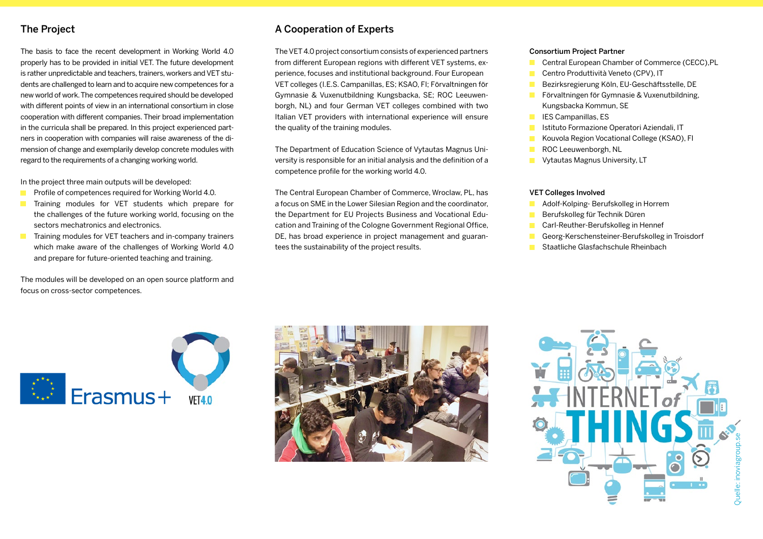## The Project

The basis to face the recent development in Working World 4.0 properly has to be provided in initial VET. The future development is rather unpredictable and teachers, trainers, workers and VET students are challenged to learn and to acquire new competences for a new world of work. The competences required should be developed with different points of view in an international consortium in close cooperation with different companies. Their broad implementation in the curricula shall be prepared. In this project experienced partners in cooperation with companies will raise awareness of the dimension of change and exemplarily develop concrete modules with regard to the requirements of a changing working world.

In the project three main outputs will be developed:

- Profile of competences required for Working World 4.0.
- Training modules for VET students which prepare for the challenges of the future working world, focusing on the sectors mechatronics and electronics.
- Training modules for VET teachers and in-company trainers which make aware of the challenges of Working World 4.0 and prepare for future-oriented teaching and training.

The modules will be developed on an open source platform and focus on cross-sector competences.

## A Cooperation of Experts

The VET 4.0 project consortium consists of experienced partners from different European regions with different VET systems, experience, focuses and institutional background. Four European VET colleges (I.E.S. Campanillas, ES; KSAO, FI; Förvaltningen för Gymnasie & Vuxenutbildning Kungsbacka, SE; ROC Leeuwenborgh, NL) and four German VET colleges combined with two Italian VET providers with international experience will ensure the quality of the training modules.

The Department of Education Science of Vytautas Magnus University is responsible for an initial analysis and the definition of a competence profile for the working world 4.0.

The Central European Chamber of Commerce, Wroclaw, PL, has a focus on SME in the Lower Silesian Region and the coordinator, the Department for EU Projects Business and Vocational Education and Training of the Cologne Government Regional Office, DE, has broad experience in project management and guarantees the sustainability of the project results.

**Consortium Project Partner**

- Central European Chamber of Commerce (CECC),PL
- Centro Produttività Veneto (CPV), IT
- Bezirksregierung Köln, EU-Geschäftsstelle, DE
- Förvaltningen för Gymnasie & Vuxenutbildning, Kungsbacka Kommun, SE
- IES Campanillas, ES
- Istituto Formazione Operatori Aziendali, IT
- Kouvola Region Vocational College (KSAO), FI
- ROC Leeuwenborgh, NL
- Vytautas Magnus University, LT

**VET Colleges Involved**

- Adolf-Kolping- Berufskolleg in Horrem
- Berufskolleg für Technik Düren
- Carl-Reuther-Berufskolleg in Hennef
- Georg-Kerschensteiner-Berufskolleg in Troisdorf
- Staatliche Glasfachschule Rheinbach

Erasmus+

VET4.0

Quelle: inoviagroup.se